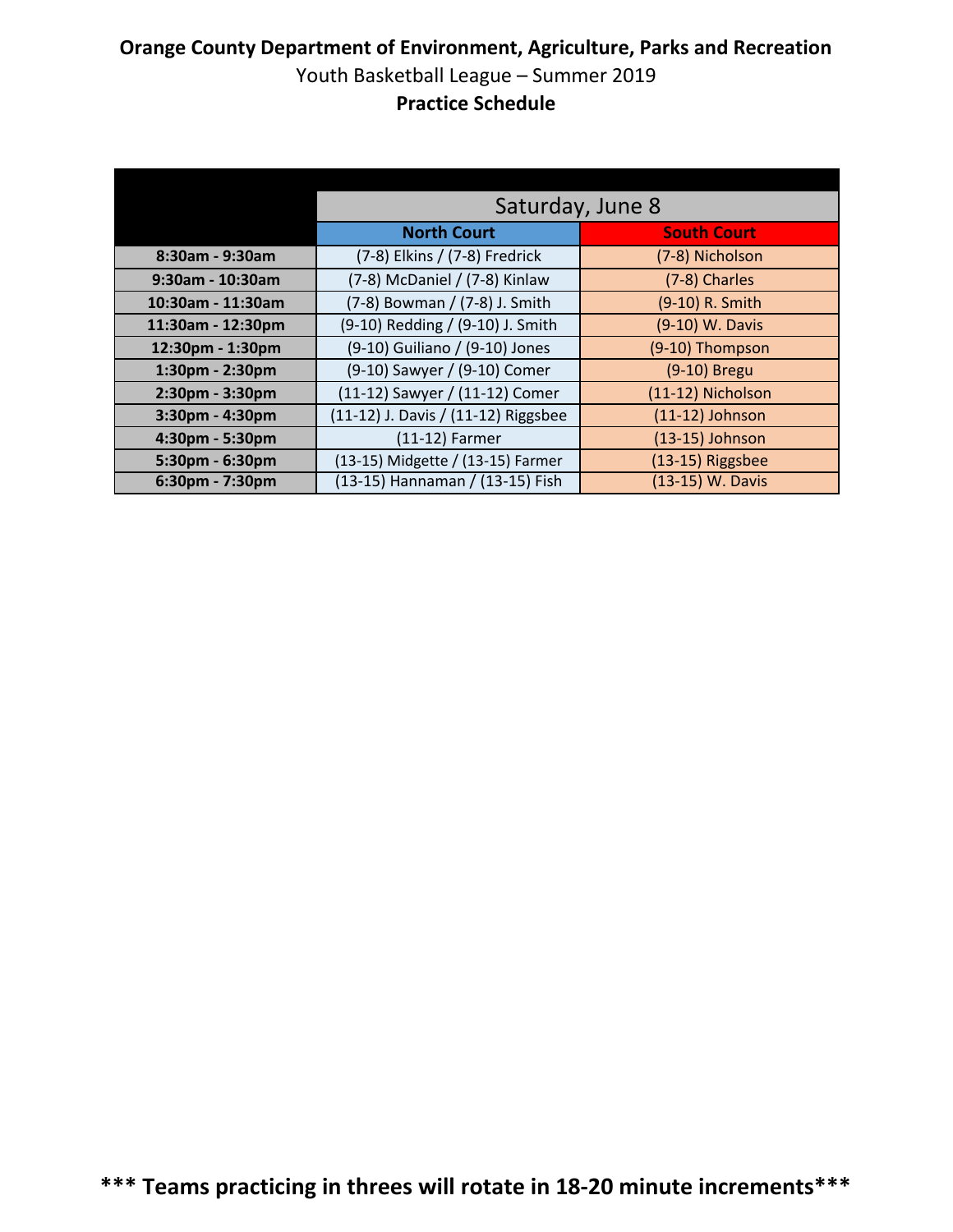**Orange County Department of Environment, Agriculture, Parks and Recreation**

Youth Basketball League – Summer 2019

**Practice Schedule**

| | Saturday, June 8 | |
|---|---|---|
| | **North Court** | **South Court** |
| **8:30am - 9:30am** | (7-8) Elkins / (7-8) Fredrick | (7-8) Nicholson |
| **9:30am - 10:30am** | (7-8) McDaniel / (7-8) Kinlaw | (7-8) Charles |
| **10:30am - 11:30am** | (7-8) Bowman / (7-8) J. Smith | (9-10) R. Smith |
| **11:30am - 12:30pm** | (9-10) Redding / (9-10) J. Smith | (9-10) W. Davis |
| **12:30pm - 1:30pm** | (9-10) Guiliano / (9-10) Jones | (9-10) Thompson |
| **1:30pm - 2:30pm** | (9-10) Sawyer / (9-10) Comer | (9-10) Bregu |
| **2:30pm - 3:30pm** | (11-12) Sawyer / (11-12) Comer | (11-12) Nicholson |
| **3:30pm - 4:30pm** | (11-12) J. Davis / (11-12) Riggsbee | (11-12) Johnson |
| **4:30pm - 5:30pm** | (11-12) Farmer | (13-15) Johnson |
| **5:30pm - 6:30pm** | (13-15) Midgette / (13-15) Farmer | (13-15) Riggsbee |
| **6:30pm - 7:30pm** | (13-15) Hannaman / (13-15) Fish | (13-15) W. Davis |

**\*\*\* Teams practicing in threes will rotate in 18-20 minute increments\*\*\***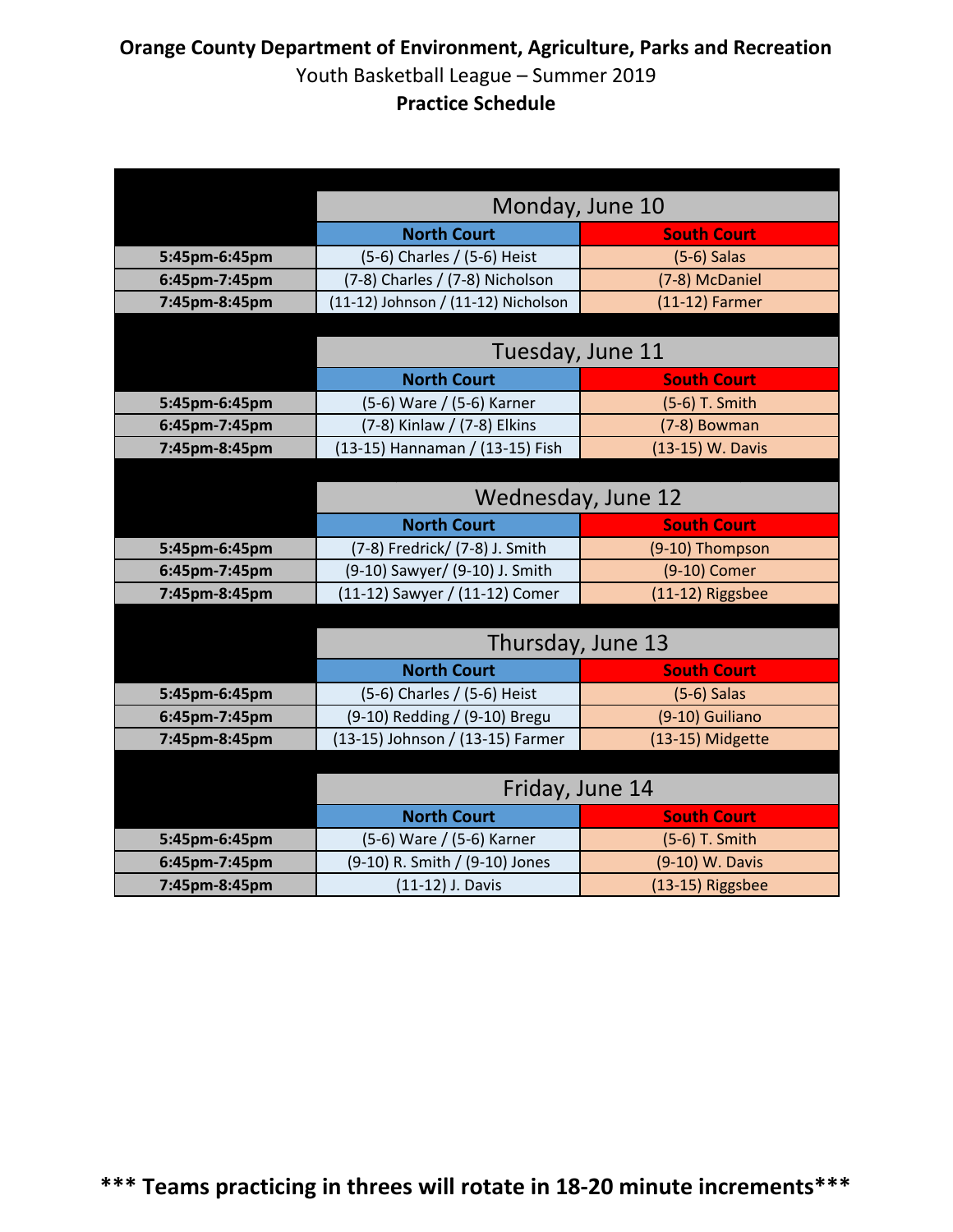**Orange County Department of Environment, Agriculture, Parks and Recreation**

Youth Basketball League – Summer 2019

**Practice Schedule**

| | Monday, June 10 | |
|---|---|---|
| | **North Court** | **South Court** |
| **5:45pm-6:45pm** | (5-6) Charles / (5-6) Heist | (5-6) Salas |
| **6:45pm-7:45pm** | (7-8) Charles / (7-8) Nicholson | (7-8) McDaniel |
| **7:45pm-8:45pm** | (11-12) Johnson / (11-12) Nicholson | (11-12) Farmer |

| | Tuesday, June 11 | |
|---|---|---|
| | **North Court** | **South Court** |
| **5:45pm-6:45pm** | (5-6) Ware / (5-6) Karner | (5-6) T. Smith |
| **6:45pm-7:45pm** | (7-8) Kinlaw / (7-8) Elkins | (7-8) Bowman |
| **7:45pm-8:45pm** | (13-15) Hannaman / (13-15) Fish | (13-15) W. Davis |

| | Wednesday, June 12 | |
|---|---|---|
| | **North Court** | **South Court** |
| **5:45pm-6:45pm** | (7-8) Fredrick/ (7-8) J. Smith | (9-10) Thompson |
| **6:45pm-7:45pm** | (9-10) Sawyer/ (9-10) J. Smith | (9-10) Comer |
| **7:45pm-8:45pm** | (11-12) Sawyer / (11-12) Comer | (11-12) Riggsbee |

| | Thursday, June 13 | |
|---|---|---|
| | **North Court** | **South Court** |
| **5:45pm-6:45pm** | (5-6) Charles / (5-6) Heist | (5-6) Salas |
| **6:45pm-7:45pm** | (9-10) Redding / (9-10) Bregu | (9-10) Guiliano |
| **7:45pm-8:45pm** | (13-15) Johnson / (13-15) Farmer | (13-15) Midgette |

| | Friday, June 14 | |
|---|---|---|
| | **North Court** | **South Court** |
| **5:45pm-6:45pm** | (5-6) Ware / (5-6) Karner | (5-6) T. Smith |
| **6:45pm-7:45pm** | (9-10) R. Smith / (9-10) Jones | (9-10) W. Davis |
| **7:45pm-8:45pm** | (11-12) J. Davis | (13-15) Riggsbee |

**\*\*\* Teams practicing in threes will rotate in 18-20 minute increments\*\*\***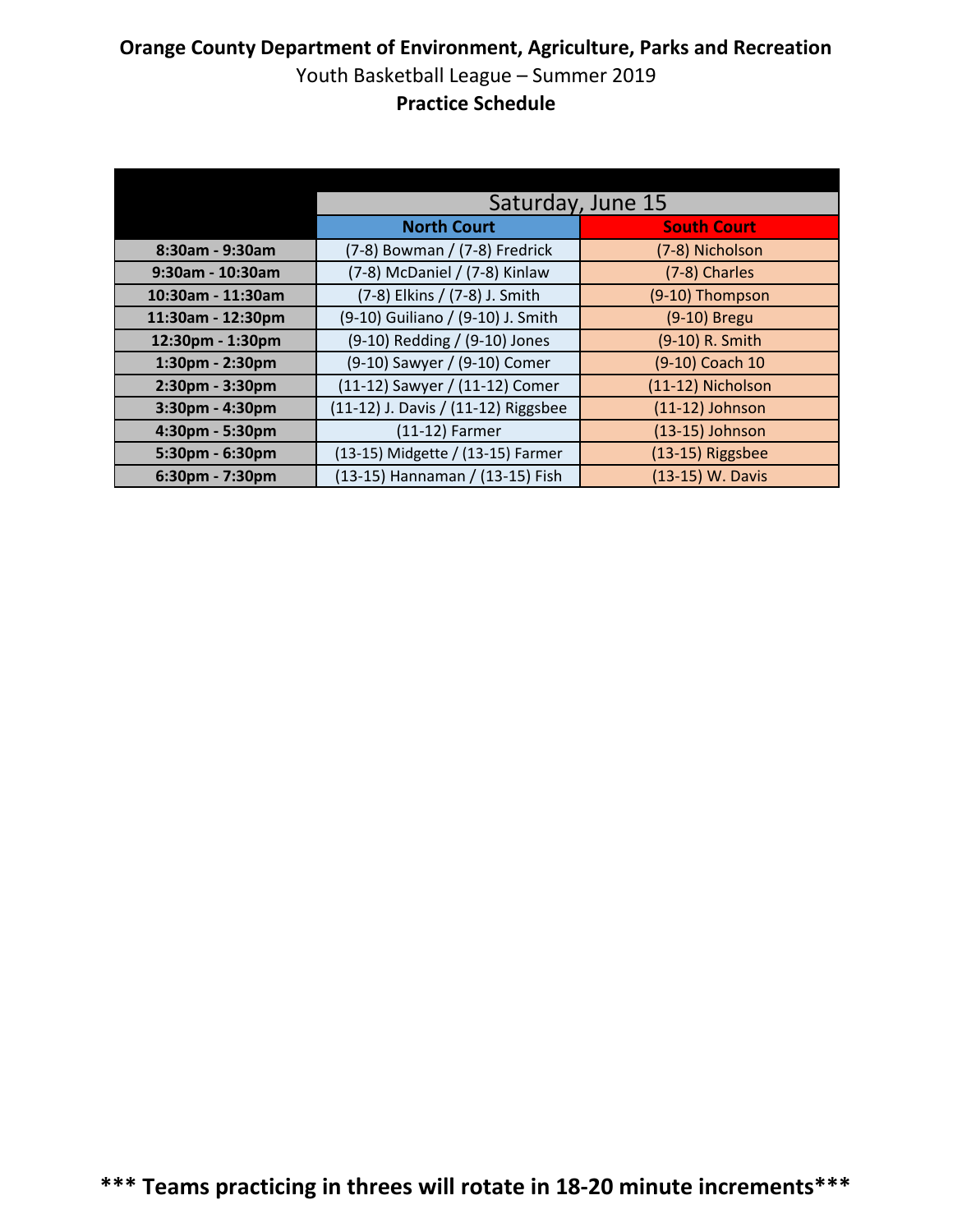**Orange County Department of Environment, Agriculture, Parks and Recreation**

Youth Basketball League – Summer 2019

**Practice Schedule**

| | Saturday, June 15 | |
|---|---|---|
| | **North Court** | **South Court** |
| **8:30am - 9:30am** | (7-8) Bowman / (7-8) Fredrick | (7-8) Nicholson |
| **9:30am - 10:30am** | (7-8) McDaniel / (7-8) Kinlaw | (7-8) Charles |
| **10:30am - 11:30am** | (7-8) Elkins / (7-8) J. Smith | (9-10) Thompson |
| **11:30am - 12:30pm** | (9-10) Guiliano / (9-10) J. Smith | (9-10) Bregu |
| **12:30pm - 1:30pm** | (9-10) Redding / (9-10) Jones | (9-10) R. Smith |
| **1:30pm - 2:30pm** | (9-10) Sawyer / (9-10) Comer | (9-10) Coach 10 |
| **2:30pm - 3:30pm** | (11-12) Sawyer / (11-12) Comer | (11-12) Nicholson |
| **3:30pm - 4:30pm** | (11-12) J. Davis / (11-12) Riggsbee | (11-12) Johnson |
| **4:30pm - 5:30pm** | (11-12) Farmer | (13-15) Johnson |
| **5:30pm - 6:30pm** | (13-15) Midgette / (13-15) Farmer | (13-15) Riggsbee |
| **6:30pm - 7:30pm** | (13-15) Hannaman / (13-15) Fish | (13-15) W. Davis |

**\*\*\* Teams practicing in threes will rotate in 18-20 minute increments\*\*\***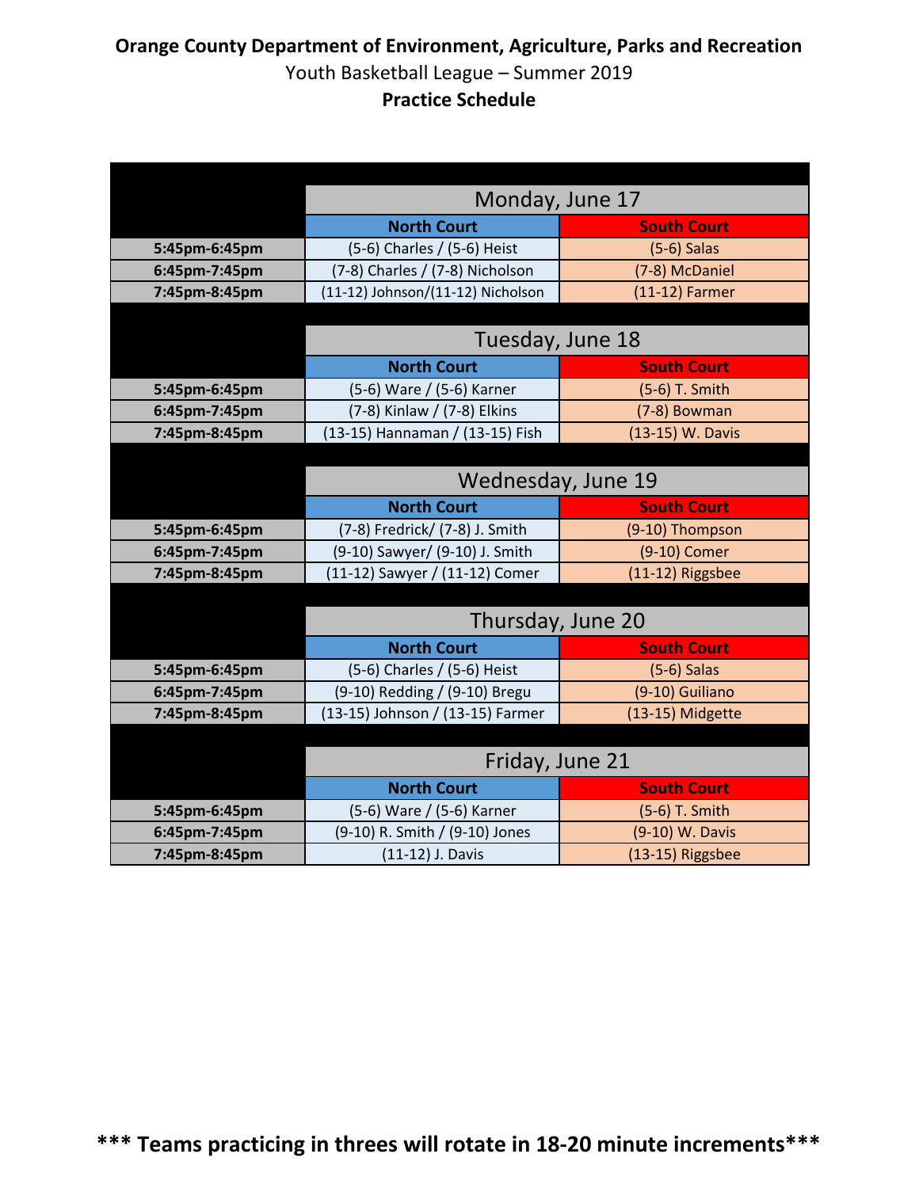**Orange County Department of Environment, Agriculture, Parks and Recreation**

Youth Basketball League – Summer 2019

**Practice Schedule**

| | Monday, June 17 | |
|---|---|---|
| | **North Court** | **South Court** |
| **5:45pm-6:45pm** | (5-6) Charles / (5-6) Heist | (5-6) Salas |
| **6:45pm-7:45pm** | (7-8) Charles / (7-8) Nicholson | (7-8) McDaniel |
| **7:45pm-8:45pm** | (11-12) Johnson/(11-12) Nicholson | (11-12) Farmer |

| | Tuesday, June 18 | |
|---|---|---|
| | **North Court** | **South Court** |
| **5:45pm-6:45pm** | (5-6) Ware / (5-6) Karner | (5-6) T. Smith |
| **6:45pm-7:45pm** | (7-8) Kinlaw / (7-8) Elkins | (7-8) Bowman |
| **7:45pm-8:45pm** | (13-15) Hannaman / (13-15) Fish | (13-15) W. Davis |

| | Wednesday, June 19 | |
|---|---|---|
| | **North Court** | **South Court** |
| **5:45pm-6:45pm** | (7-8) Fredrick/ (7-8) J. Smith | (9-10) Thompson |
| **6:45pm-7:45pm** | (9-10) Sawyer/ (9-10) J. Smith | (9-10) Comer |
| **7:45pm-8:45pm** | (11-12) Sawyer / (11-12) Comer | (11-12) Riggsbee |

| | Thursday, June 20 | |
|---|---|---|
| | **North Court** | **South Court** |
| **5:45pm-6:45pm** | (5-6) Charles / (5-6) Heist | (5-6) Salas |
| **6:45pm-7:45pm** | (9-10) Redding / (9-10) Bregu | (9-10) Guiliano |
| **7:45pm-8:45pm** | (13-15) Johnson / (13-15) Farmer | (13-15) Midgette |

| | Friday, June 21 | |
|---|---|---|
| | **North Court** | **South Court** |
| **5:45pm-6:45pm** | (5-6) Ware / (5-6) Karner | (5-6) T. Smith |
| **6:45pm-7:45pm** | (9-10) R. Smith / (9-10) Jones | (9-10) W. Davis |
| **7:45pm-8:45pm** | (11-12) J. Davis | (13-15) Riggsbee |

**\*\*\* Teams practicing in threes will rotate in 18-20 minute increments\*\*\***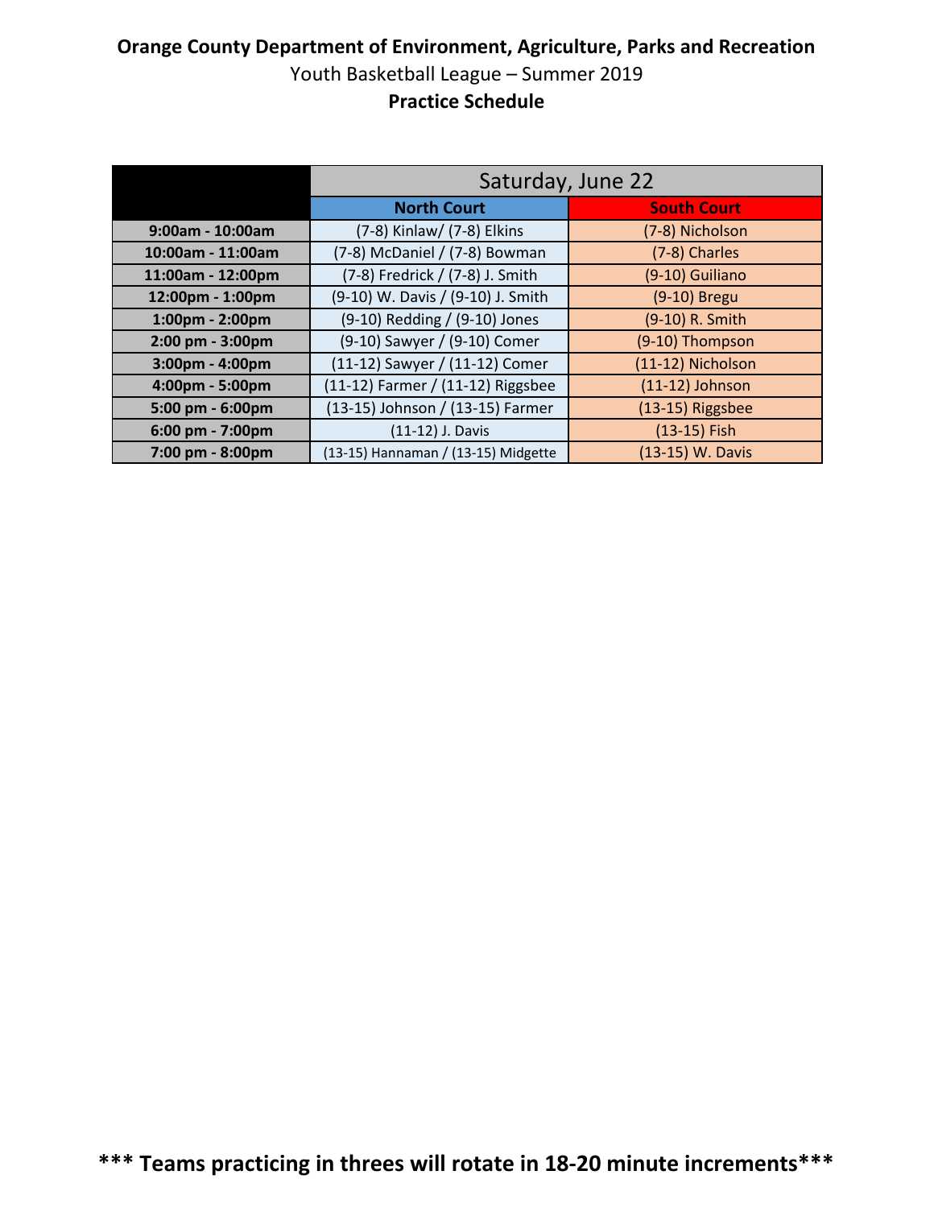**Orange County Department of Environment, Agriculture, Parks and Recreation**

Youth Basketball League – Summer 2019

**Practice Schedule**

| | Saturday, June 22 | |
|---|---|---|
| | **North Court** | **South Court** |
| **9:00am - 10:00am** | (7-8) Kinlaw/ (7-8) Elkins | (7-8) Nicholson |
| **10:00am - 11:00am** | (7-8) McDaniel / (7-8) Bowman | (7-8) Charles |
| **11:00am - 12:00pm** | (7-8) Fredrick / (7-8) J. Smith | (9-10) Guiliano |
| **12:00pm - 1:00pm** | (9-10) W. Davis / (9-10) J. Smith | (9-10) Bregu |
| **1:00pm - 2:00pm** | (9-10) Redding / (9-10) Jones | (9-10) R. Smith |
| **2:00 pm - 3:00pm** | (9-10) Sawyer / (9-10) Comer | (9-10) Thompson |
| **3:00pm - 4:00pm** | (11-12) Sawyer / (11-12) Comer | (11-12) Nicholson |
| **4:00pm - 5:00pm** | (11-12) Farmer / (11-12) Riggsbee | (11-12) Johnson |
| **5:00 pm - 6:00pm** | (13-15) Johnson / (13-15) Farmer | (13-15) Riggsbee |
| **6:00 pm - 7:00pm** | (11-12) J. Davis | (13-15) Fish |
| **7:00 pm - 8:00pm** | (13-15) Hannaman / (13-15) Midgette | (13-15) W. Davis |

**\*\*\* Teams practicing in threes will rotate in 18-20 minute increments\*\*\***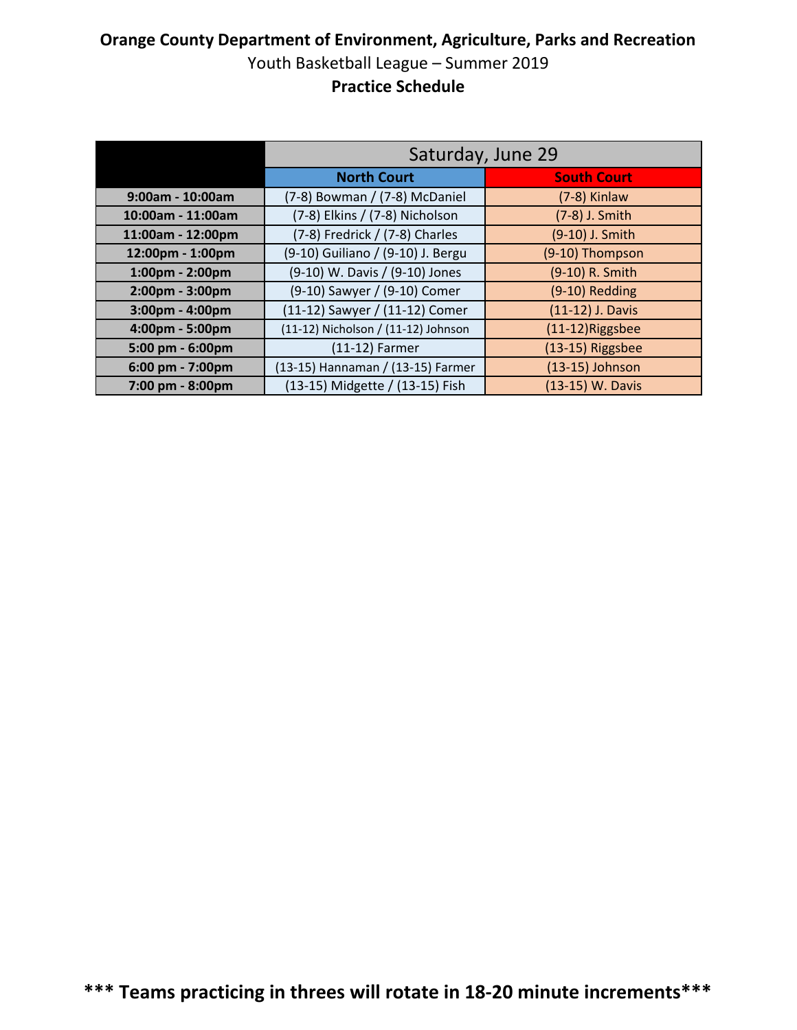**Orange County Department of Environment, Agriculture, Parks and Recreation**

Youth Basketball League – Summer 2019

**Practice Schedule**

| | Saturday, June 29 | |
|---|---|---|
| | **North Court** | **South Court** |
| **9:00am - 10:00am** | (7-8) Bowman / (7-8) McDaniel | (7-8) Kinlaw |
| **10:00am - 11:00am** | (7-8) Elkins / (7-8) Nicholson | (7-8) J. Smith |
| **11:00am - 12:00pm** | (7-8) Fredrick / (7-8) Charles | (9-10) J. Smith |
| **12:00pm - 1:00pm** | (9-10) Guiliano / (9-10) J. Bergu | (9-10) Thompson |
| **1:00pm - 2:00pm** | (9-10) W. Davis / (9-10) Jones | (9-10) R. Smith |
| **2:00pm - 3:00pm** | (9-10) Sawyer / (9-10) Comer | (9-10) Redding |
| **3:00pm - 4:00pm** | (11-12) Sawyer / (11-12) Comer | (11-12) J. Davis |
| **4:00pm - 5:00pm** | (11-12) Nicholson / (11-12) Johnson | (11-12)Riggsbee |
| **5:00 pm - 6:00pm** | (11-12) Farmer | (13-15) Riggsbee |
| **6:00 pm - 7:00pm** | (13-15) Hannaman / (13-15) Farmer | (13-15) Johnson |
| **7:00 pm - 8:00pm** | (13-15) Midgette / (13-15) Fish | (13-15) W. Davis |

**\*\*\* Teams practicing in threes will rotate in 18-20 minute increments\*\*\***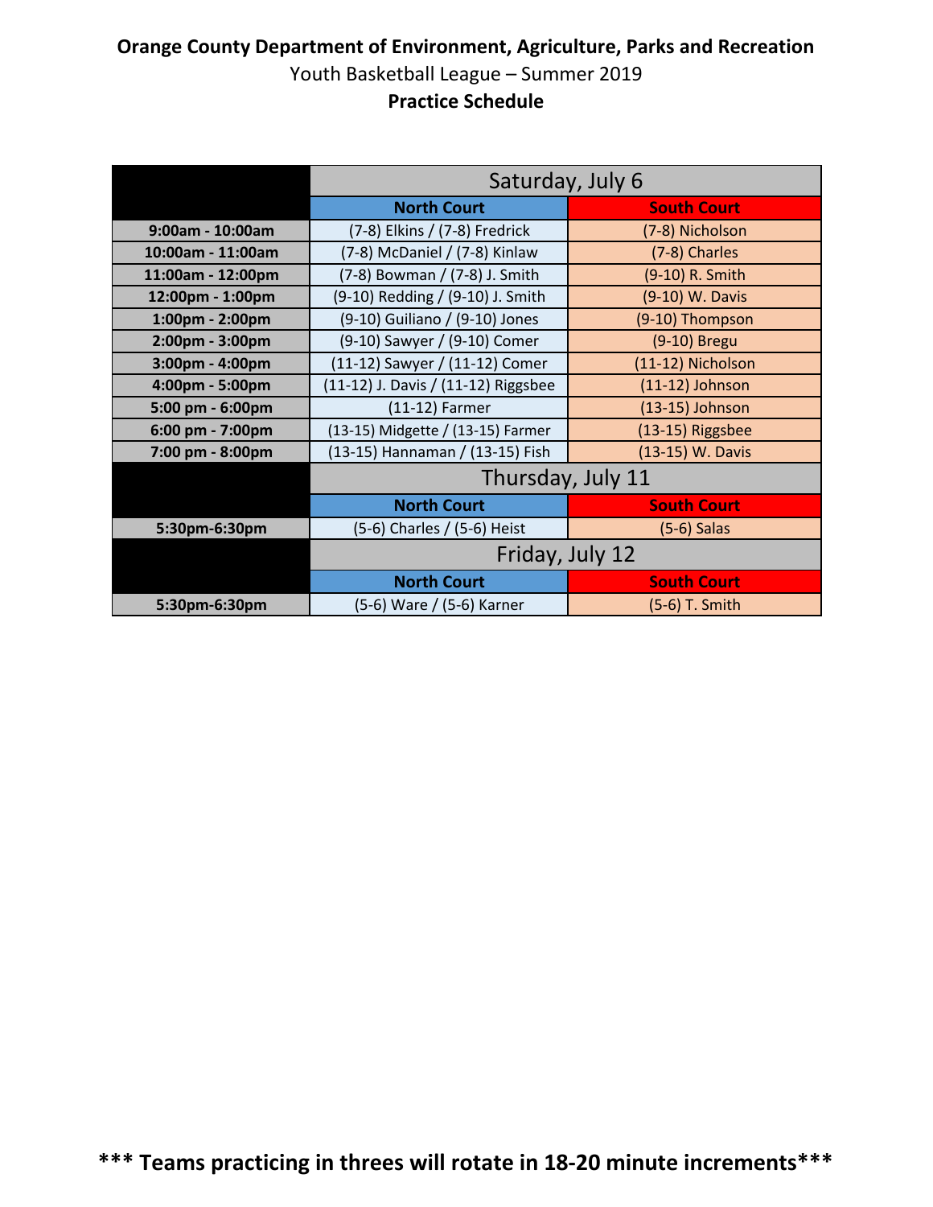**Orange County Department of Environment, Agriculture, Parks and Recreation**

Youth Basketball League – Summer 2019

**Practice Schedule**

| | Saturday, July 6 | |
|---|---|---|
| | **North Court** | **South Court** |
| **9:00am - 10:00am** | (7-8) Elkins / (7-8) Fredrick | (7-8) Nicholson |
| **10:00am - 11:00am** | (7-8) McDaniel / (7-8) Kinlaw | (7-8) Charles |
| **11:00am - 12:00pm** | (7-8) Bowman / (7-8) J. Smith | (9-10) R. Smith |
| **12:00pm - 1:00pm** | (9-10) Redding / (9-10) J. Smith | (9-10) W. Davis |
| **1:00pm - 2:00pm** | (9-10) Guiliano / (9-10) Jones | (9-10) Thompson |
| **2:00pm - 3:00pm** | (9-10) Sawyer / (9-10) Comer | (9-10) Bregu |
| **3:00pm - 4:00pm** | (11-12) Sawyer / (11-12) Comer | (11-12) Nicholson |
| **4:00pm - 5:00pm** | (11-12) J. Davis / (11-12) Riggsbee | (11-12) Johnson |
| **5:00 pm - 6:00pm** | (11-12) Farmer | (13-15) Johnson |
| **6:00 pm - 7:00pm** | (13-15) Midgette / (13-15) Farmer | (13-15) Riggsbee |
| **7:00 pm - 8:00pm** | (13-15) Hannaman / (13-15) Fish | (13-15) W. Davis |
| | Thursday, July 11 | |
| | **North Court** | **South Court** |
| **5:30pm-6:30pm** | (5-6) Charles / (5-6) Heist | (5-6) Salas |
| | Friday, July 12 | |
| | **North Court** | **South Court** |
| **5:30pm-6:30pm** | (5-6) Ware / (5-6) Karner | (5-6) T. Smith |

**\*\*\* Teams practicing in threes will rotate in 18-20 minute increments\*\*\***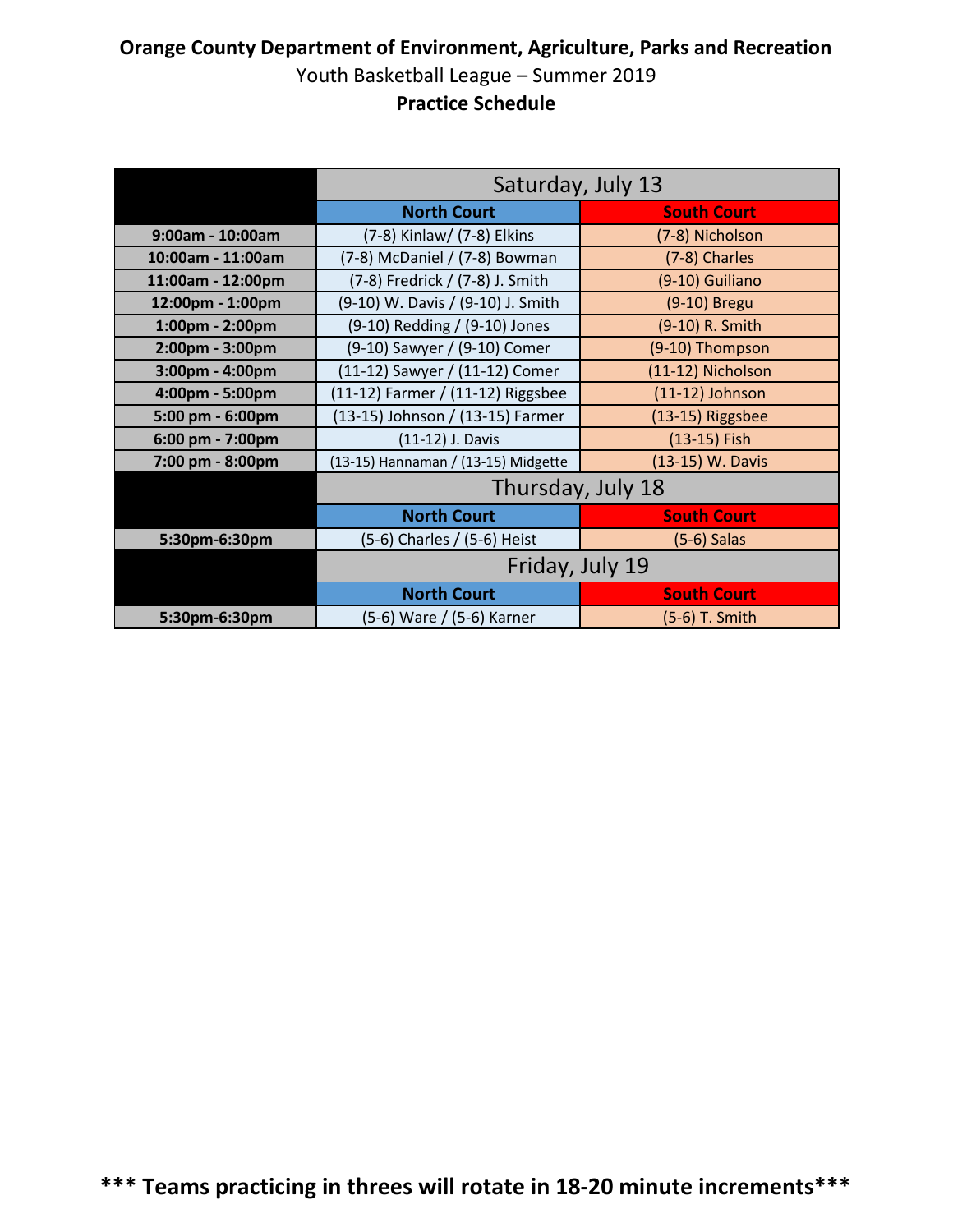**Orange County Department of Environment, Agriculture, Parks and Recreation**

Youth Basketball League – Summer 2019

**Practice Schedule**

| | Saturday, July 13 | |
|---|---|---|
| | **North Court** | **South Court** |
| **9:00am - 10:00am** | (7-8) Kinlaw/ (7-8) Elkins | (7-8) Nicholson |
| **10:00am - 11:00am** | (7-8) McDaniel / (7-8) Bowman | (7-8) Charles |
| **11:00am - 12:00pm** | (7-8) Fredrick / (7-8) J. Smith | (9-10) Guiliano |
| **12:00pm - 1:00pm** | (9-10) W. Davis / (9-10) J. Smith | (9-10) Bregu |
| **1:00pm - 2:00pm** | (9-10) Redding / (9-10) Jones | (9-10) R. Smith |
| **2:00pm - 3:00pm** | (9-10) Sawyer / (9-10) Comer | (9-10) Thompson |
| **3:00pm - 4:00pm** | (11-12) Sawyer / (11-12) Comer | (11-12) Nicholson |
| **4:00pm - 5:00pm** | (11-12) Farmer / (11-12) Riggsbee | (11-12) Johnson |
| **5:00 pm - 6:00pm** | (13-15) Johnson / (13-15) Farmer | (13-15) Riggsbee |
| **6:00 pm - 7:00pm** | (11-12) J. Davis | (13-15) Fish |
| **7:00 pm - 8:00pm** | (13-15) Hannaman / (13-15) Midgette | (13-15) W. Davis |
| | Thursday, July 18 | |
| | **North Court** | **South Court** |
| **5:30pm-6:30pm** | (5-6) Charles / (5-6) Heist | (5-6) Salas |
| | Friday, July 19 | |
| | **North Court** | **South Court** |
| **5:30pm-6:30pm** | (5-6) Ware / (5-6) Karner | (5-6) T. Smith |

**\*\*\* Teams practicing in threes will rotate in 18-20 minute increments\*\*\***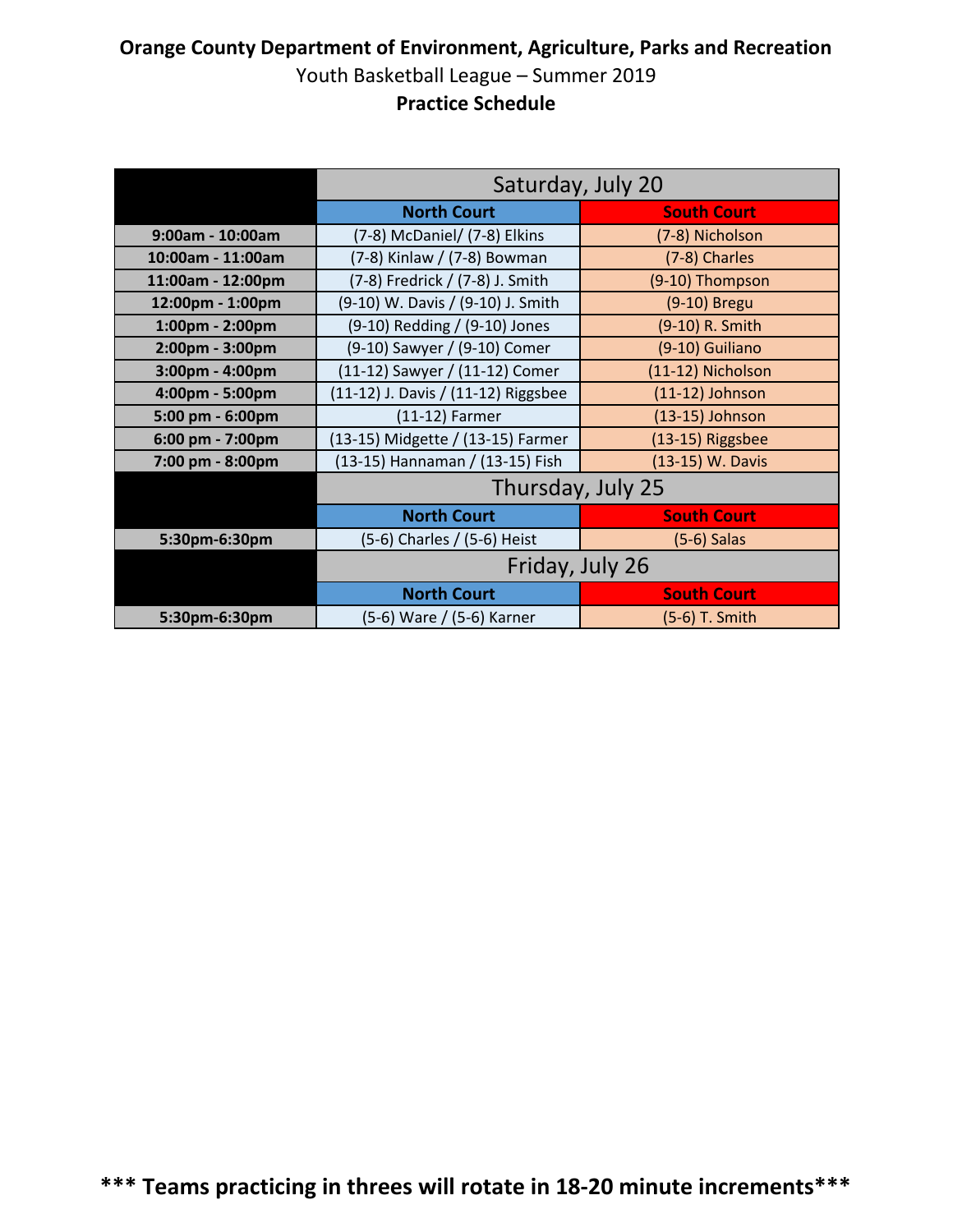**Orange County Department of Environment, Agriculture, Parks and Recreation**

Youth Basketball League – Summer 2019

**Practice Schedule**

| | Saturday, July 20 | |
|---|---|---|
| | **North Court** | **South Court** |
| **9:00am - 10:00am** | (7-8) McDaniel/ (7-8) Elkins | (7-8) Nicholson |
| **10:00am - 11:00am** | (7-8) Kinlaw / (7-8) Bowman | (7-8) Charles |
| **11:00am - 12:00pm** | (7-8) Fredrick / (7-8) J. Smith | (9-10) Thompson |
| **12:00pm - 1:00pm** | (9-10) W. Davis / (9-10) J. Smith | (9-10) Bregu |
| **1:00pm - 2:00pm** | (9-10) Redding / (9-10) Jones | (9-10) R. Smith |
| **2:00pm - 3:00pm** | (9-10) Sawyer / (9-10) Comer | (9-10) Guiliano |
| **3:00pm - 4:00pm** | (11-12) Sawyer / (11-12) Comer | (11-12) Nicholson |
| **4:00pm - 5:00pm** | (11-12) J. Davis / (11-12) Riggsbee | (11-12) Johnson |
| **5:00 pm - 6:00pm** | (11-12) Farmer | (13-15) Johnson |
| **6:00 pm - 7:00pm** | (13-15) Midgette / (13-15) Farmer | (13-15) Riggsbee |
| **7:00 pm - 8:00pm** | (13-15) Hannaman / (13-15) Fish | (13-15) W. Davis |
| | Thursday, July 25 | |
| | **North Court** | **South Court** |
| **5:30pm-6:30pm** | (5-6) Charles / (5-6) Heist | (5-6) Salas |
| | Friday, July 26 | |
| | **North Court** | **South Court** |
| **5:30pm-6:30pm** | (5-6) Ware / (5-6) Karner | (5-6) T. Smith |

**\*\*\* Teams practicing in threes will rotate in 18-20 minute increments\*\*\***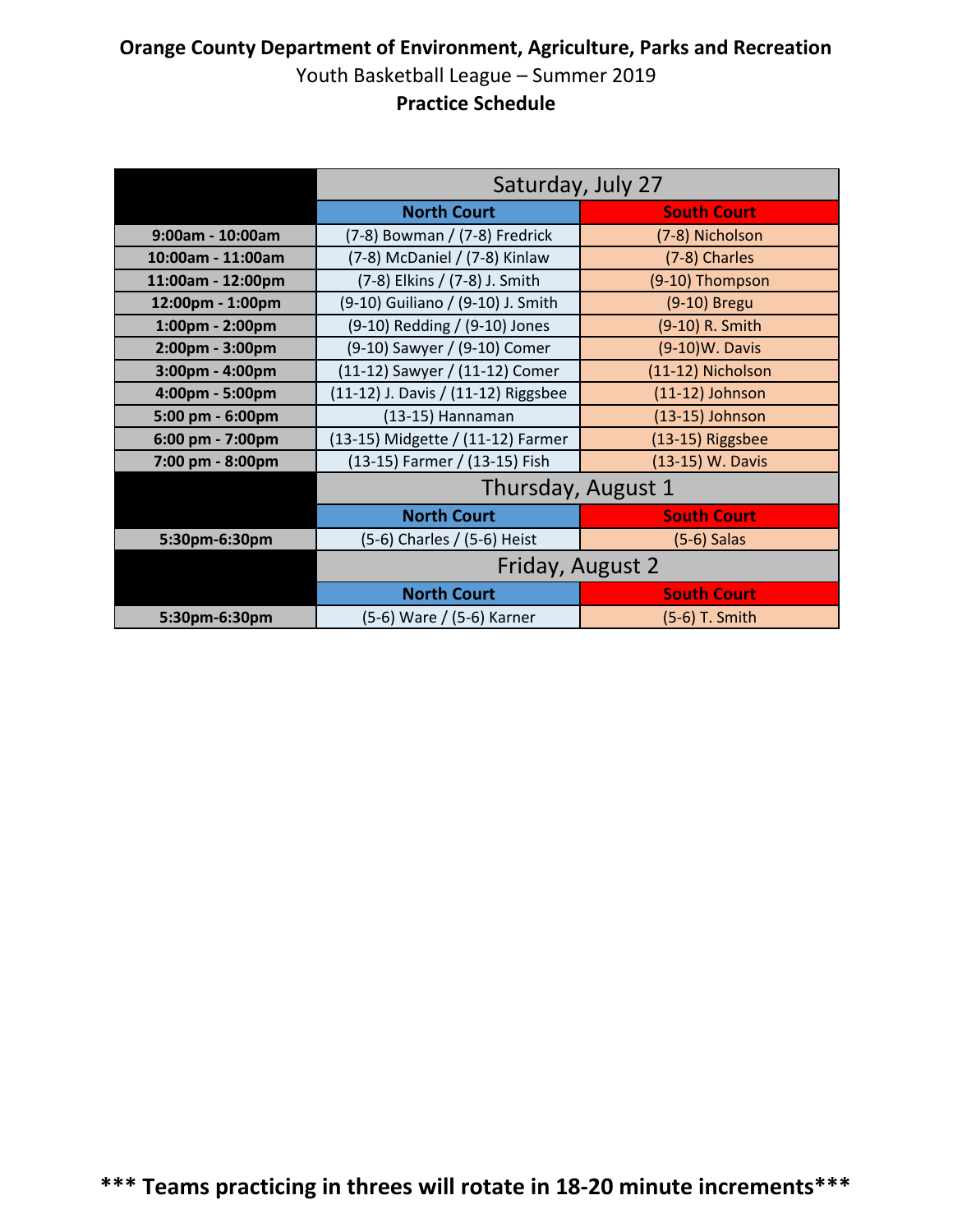**Orange County Department of Environment, Agriculture, Parks and Recreation**

Youth Basketball League – Summer 2019

**Practice Schedule**

| | Saturday, July 27 | |
|---|---|---|
| | **North Court** | **South Court** |
| **9:00am - 10:00am** | (7-8) Bowman / (7-8) Fredrick | (7-8) Nicholson |
| **10:00am - 11:00am** | (7-8) McDaniel / (7-8) Kinlaw | (7-8) Charles |
| **11:00am - 12:00pm** | (7-8) Elkins / (7-8) J. Smith | (9-10) Thompson |
| **12:00pm - 1:00pm** | (9-10) Guiliano / (9-10) J. Smith | (9-10) Bregu |
| **1:00pm - 2:00pm** | (9-10) Redding / (9-10) Jones | (9-10) R. Smith |
| **2:00pm - 3:00pm** | (9-10) Sawyer / (9-10) Comer | (9-10)W. Davis |
| **3:00pm - 4:00pm** | (11-12) Sawyer / (11-12) Comer | (11-12) Nicholson |
| **4:00pm - 5:00pm** | (11-12) J. Davis / (11-12) Riggsbee | (11-12) Johnson |
| **5:00 pm - 6:00pm** | (13-15) Hannaman | (13-15) Johnson |
| **6:00 pm - 7:00pm** | (13-15) Midgette / (11-12) Farmer | (13-15) Riggsbee |
| **7:00 pm - 8:00pm** | (13-15) Farmer / (13-15) Fish | (13-15) W. Davis |
| | Thursday, August 1 | |
| | **North Court** | **South Court** |
| **5:30pm-6:30pm** | (5-6) Charles / (5-6) Heist | (5-6) Salas |
| | Friday, August 2 | |
| | **North Court** | **South Court** |
| **5:30pm-6:30pm** | (5-6) Ware / (5-6) Karner | (5-6) T. Smith |

**\*\*\* Teams practicing in threes will rotate in 18-20 minute increments\*\*\***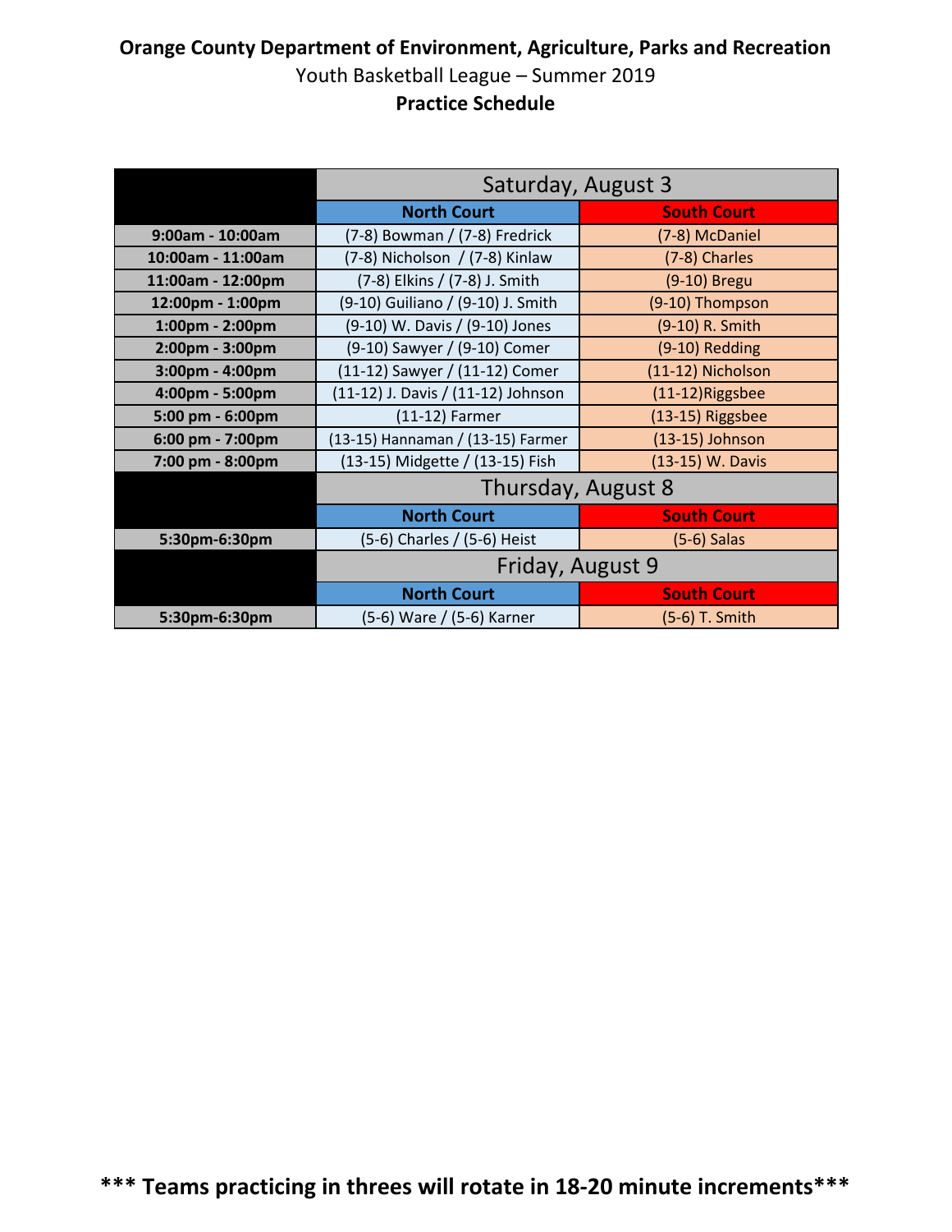**Orange County Department of Environment, Agriculture, Parks and Recreation**

Youth Basketball League – Summer 2019

**Practice Schedule**

| | Saturday, August 3 | |
|---|---|---|
| | **North Court** | **South Court** |
| **9:00am - 10:00am** | (7-8) Bowman / (7-8) Fredrick | (7-8) McDaniel |
| **10:00am - 11:00am** | (7-8) Nicholson / (7-8) Kinlaw | (7-8) Charles |
| **11:00am - 12:00pm** | (7-8) Elkins / (7-8) J. Smith | (9-10) Bregu |
| **12:00pm - 1:00pm** | (9-10) Guiliano / (9-10) J. Smith | (9-10) Thompson |
| **1:00pm - 2:00pm** | (9-10) W. Davis / (9-10) Jones | (9-10) R. Smith |
| **2:00pm - 3:00pm** | (9-10) Sawyer / (9-10) Comer | (9-10) Redding |
| **3:00pm - 4:00pm** | (11-12) Sawyer / (11-12) Comer | (11-12) Nicholson |
| **4:00pm - 5:00pm** | (11-12) J. Davis / (11-12) Johnson | (11-12)Riggsbee |
| **5:00 pm - 6:00pm** | (11-12) Farmer | (13-15) Riggsbee |
| **6:00 pm - 7:00pm** | (13-15) Hannaman / (13-15) Farmer | (13-15) Johnson |
| **7:00 pm - 8:00pm** | (13-15) Midgette / (13-15) Fish | (13-15) W. Davis |
| | Thursday, August 8 | |
| | **North Court** | **South Court** |
| **5:30pm-6:30pm** | (5-6) Charles / (5-6) Heist | (5-6) Salas |
| | Friday, August 9 | |
| | **North Court** | **South Court** |
| **5:30pm-6:30pm** | (5-6) Ware / (5-6) Karner | (5-6) T. Smith |

**\*\*\* Teams practicing in threes will rotate in 18-20 minute increments\*\*\***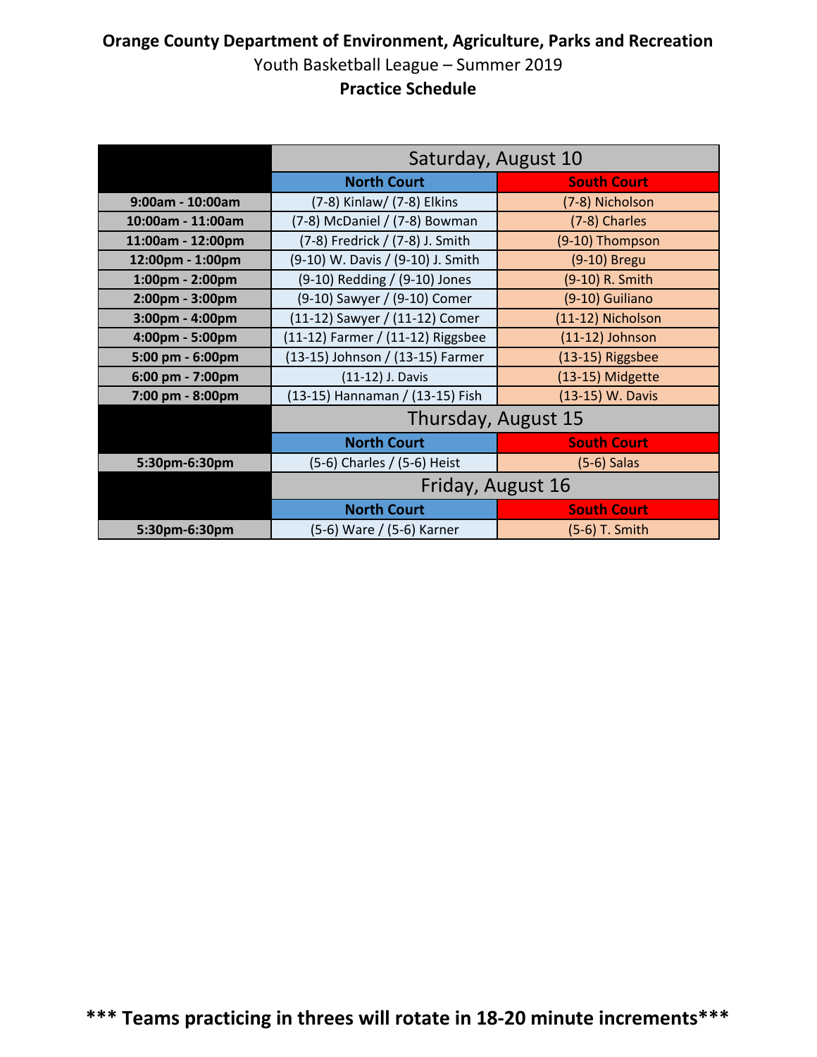**Orange County Department of Environment, Agriculture, Parks and Recreation**

Youth Basketball League – Summer 2019

**Practice Schedule**

| | Saturday, August 10 | |
|---|---|---|
| | **North Court** | **South Court** |
| **9:00am - 10:00am** | (7-8) Kinlaw/ (7-8) Elkins | (7-8) Nicholson |
| **10:00am - 11:00am** | (7-8) McDaniel / (7-8) Bowman | (7-8) Charles |
| **11:00am - 12:00pm** | (7-8) Fredrick / (7-8) J. Smith | (9-10) Thompson |
| **12:00pm - 1:00pm** | (9-10) W. Davis / (9-10) J. Smith | (9-10) Bregu |
| **1:00pm - 2:00pm** | (9-10) Redding / (9-10) Jones | (9-10) R. Smith |
| **2:00pm - 3:00pm** | (9-10) Sawyer / (9-10) Comer | (9-10) Guiliano |
| **3:00pm - 4:00pm** | (11-12) Sawyer / (11-12) Comer | (11-12) Nicholson |
| **4:00pm - 5:00pm** | (11-12) Farmer / (11-12) Riggsbee | (11-12) Johnson |
| **5:00 pm - 6:00pm** | (13-15) Johnson / (13-15) Farmer | (13-15) Riggsbee |
| **6:00 pm - 7:00pm** | (11-12) J. Davis | (13-15) Midgette |
| **7:00 pm - 8:00pm** | (13-15) Hannaman / (13-15) Fish | (13-15) W. Davis |
| | Thursday, August 15 | |
| | **North Court** | **South Court** |
| **5:30pm-6:30pm** | (5-6) Charles / (5-6) Heist | (5-6) Salas |
| | Friday, August 16 | |
| | **North Court** | **South Court** |
| **5:30pm-6:30pm** | (5-6) Ware / (5-6) Karner | (5-6) T. Smith |

**\*** Teams practicing in threes will rotate in 18-20 minute increments\*****